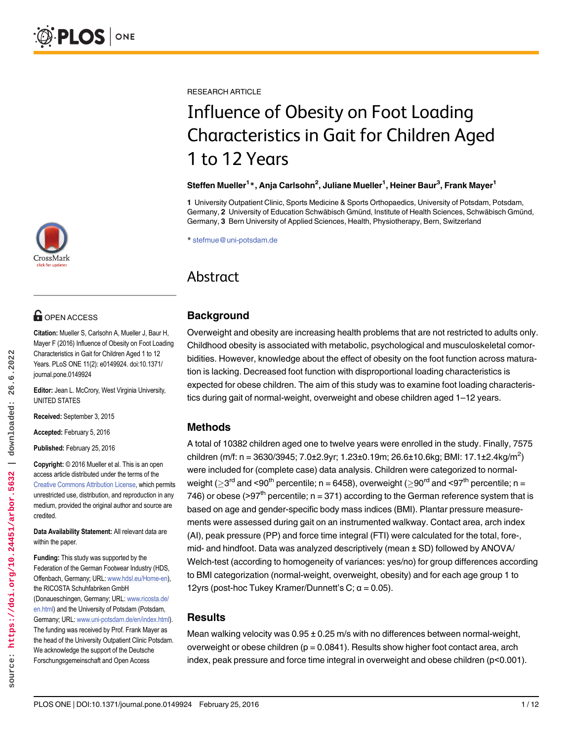RESEARCH ARTICLE

# Influence of Obesity on Foot Loading Characteristics in Gait for Children Aged 1 to 12 Years

**Steffen Mueller[1]*, Anja Carlsohn[2], Juliane Mueller[1], Heiner Baur[3], Frank Mayer[1]**

**1** University Outpatient Clinic, Sports Medicine & Sports Orthopaedics, University of Potsdam, Potsdam, Germany, **2** University of Education Schwäbisch Gmünd, Institute of Health Sciences, Schwäbisch Gmünd, Germany, **3** Bern University of Applied Sciences, Health, Physiotherapy, Bern, Switzerland

* stefmue@uni-potsdam.de

OPEN ACCESS

**Citation:** Mueller S, Carlsohn A, Mueller J, Baur H, Mayer F (2016) Influence of Obesity on Foot Loading Characteristics in Gait for Children Aged 1 to 12 Years. PLoS ONE 11(2): e0149924. doi:10.1371/journal.pone.0149924

**Editor:** Jean L. McCrory, West Virginia University, UNITED STATES

**Received:** September 3, 2015

**Accepted:** February 5, 2016

**Published:** February 25, 2016

**Copyright:** © 2016 Mueller et al. This is an open access article distributed under the terms of the Creative Commons Attribution License, which permits unrestricted use, distribution, and reproduction in any medium, provided the original author and source are credited.

**Data Availability Statement:** All relevant data are within the paper.

**Funding:** This study was supported by the Federation of the German Footwear Industry (HDS, Offenbach, Germany; URL: www.hdsl.eu/Home-en), the RICOSTA Schuhfabriken GmbH (Donaueschingen, Germany; URL: www.ricosta.de/en.html) and the University of Potsdam (Potsdam, Germany; URL: www.uni-potsdam.de/en/index.html). The funding was received by Prof. Frank Mayer as the head of the University Outpatient Clinic Potsdam. We acknowledge the support of the Deutsche Forschungsgemeinschaft and Open Access

## Abstract

### Background

Overweight and obesity are increasing health problems that are not restricted to adults only. Childhood obesity is associated with metabolic, psychological and musculoskeletal comorbidities. However, knowledge about the effect of obesity on the foot function across maturation is lacking. Decreased foot function with disproportional loading characteristics is expected for obese children. The aim of this study was to examine foot loading characteristics during gait of normal-weight, overweight and obese children aged 1–12 years.

### Methods

A total of 10382 children aged one to twelve years were enrolled in the study. Finally, 7575 children (m/f: n = 3630/3945; 7.0±2.9yr; 1.23±0.19m; 26.6±10.6kg; BMI: 17.1±2.4kg/m$^2$) were included for (complete case) data analysis. Children were categorized to normal-weight ($\geq$3[rd] and <90[th] percentile; n = 6458), overweight ($\geq$90[rd] and <97[th] percentile; n = 746) or obese (>97[th] percentile; n = 371) according to the German reference system that is based on age and gender-specific body mass indices (BMI). Plantar pressure measurements were assessed during gait on an instrumented walkway. Contact area, arch index (AI), peak pressure (PP) and force time integral (FTI) were calculated for the total, fore-, mid- and hindfoot. Data was analyzed descriptively (mean ± SD) followed by ANOVA/Welch-test (according to homogeneity of variances: yes/no) for group differences according to BMI categorization (normal-weight, overweight, obesity) and for each age group 1 to 12yrs (post-hoc Tukey Kramer/Dunnett's C; α = 0.05).

### Results

Mean walking velocity was 0.95 ± 0.25 m/s with no differences between normal-weight, overweight or obese children (p = 0.0841). Results show higher foot contact area, arch index, peak pressure and force time integral in overweight and obese children (p<0.001).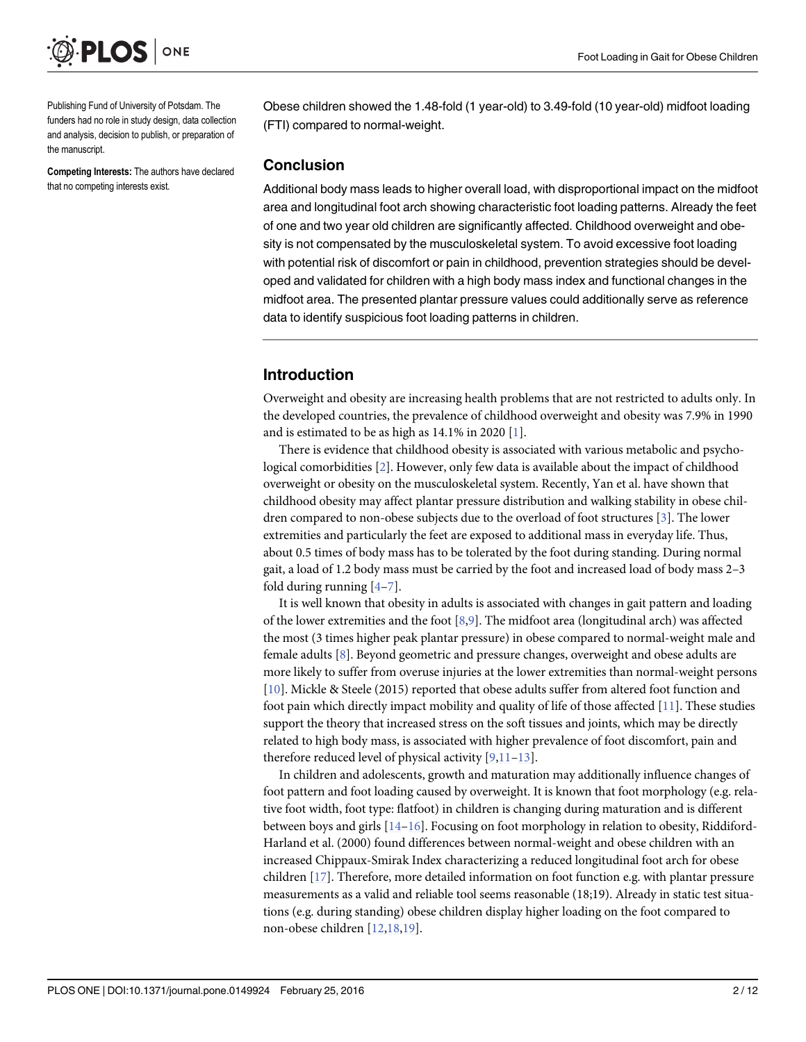Publishing Fund of University of Potsdam. The funders had no role in study design, data collection and analysis, decision to publish, or preparation of the manuscript.

**Competing Interests:** The authors have declared that no competing interests exist.

Obese children showed the 1.48-fold (1 year-old) to 3.49-fold (10 year-old) midfoot loading (FTI) compared to normal-weight.

## Conclusion

Additional body mass leads to higher overall load, with disproportional impact on the midfoot area and longitudinal foot arch showing characteristic foot loading patterns. Already the feet of one and two year old children are significantly affected. Childhood overweight and obesity is not compensated by the musculoskeletal system. To avoid excessive foot loading with potential risk of discomfort or pain in childhood, prevention strategies should be developed and validated for children with a high body mass index and functional changes in the midfoot area. The presented plantar pressure values could additionally serve as reference data to identify suspicious foot loading patterns in children.

## Introduction

Overweight and obesity are increasing health problems that are not restricted to adults only. In the developed countries, the prevalence of childhood overweight and obesity was 7.9% in 1990 and is estimated to be as high as 14.1% in 2020 [1].

There is evidence that childhood obesity is associated with various metabolic and psychological comorbidities [2]. However, only few data is available about the impact of childhood overweight or obesity on the musculoskeletal system. Recently, Yan et al. have shown that childhood obesity may affect plantar pressure distribution and walking stability in obese children compared to non-obese subjects due to the overload of foot structures [3]. The lower extremities and particularly the feet are exposed to additional mass in everyday life. Thus, about 0.5 times of body mass has to be tolerated by the foot during standing. During normal gait, a load of 1.2 body mass must be carried by the foot and increased load of body mass 2–3 fold during running [4–7].

It is well known that obesity in adults is associated with changes in gait pattern and loading of the lower extremities and the foot [8,9]. The midfoot area (longitudinal arch) was affected the most (3 times higher peak plantar pressure) in obese compared to normal-weight male and female adults [8]. Beyond geometric and pressure changes, overweight and obese adults are more likely to suffer from overuse injuries at the lower extremities than normal-weight persons [10]. Mickle & Steele (2015) reported that obese adults suffer from altered foot function and foot pain which directly impact mobility and quality of life of those affected [11]. These studies support the theory that increased stress on the soft tissues and joints, which may be directly related to high body mass, is associated with higher prevalence of foot discomfort, pain and therefore reduced level of physical activity [9,11–13].

In children and adolescents, growth and maturation may additionally influence changes of foot pattern and foot loading caused by overweight. It is known that foot morphology (e.g. relative foot width, foot type: flatfoot) in children is changing during maturation and is different between boys and girls [14–16]. Focusing on foot morphology in relation to obesity, Riddiford-Harland et al. (2000) found differences between normal-weight and obese children with an increased Chippaux-Smirak Index characterizing a reduced longitudinal foot arch for obese children [17]. Therefore, more detailed information on foot function e.g. with plantar pressure measurements as a valid and reliable tool seems reasonable (18;19). Already in static test situations (e.g. during standing) obese children display higher loading on the foot compared to non-obese children [12,18,19].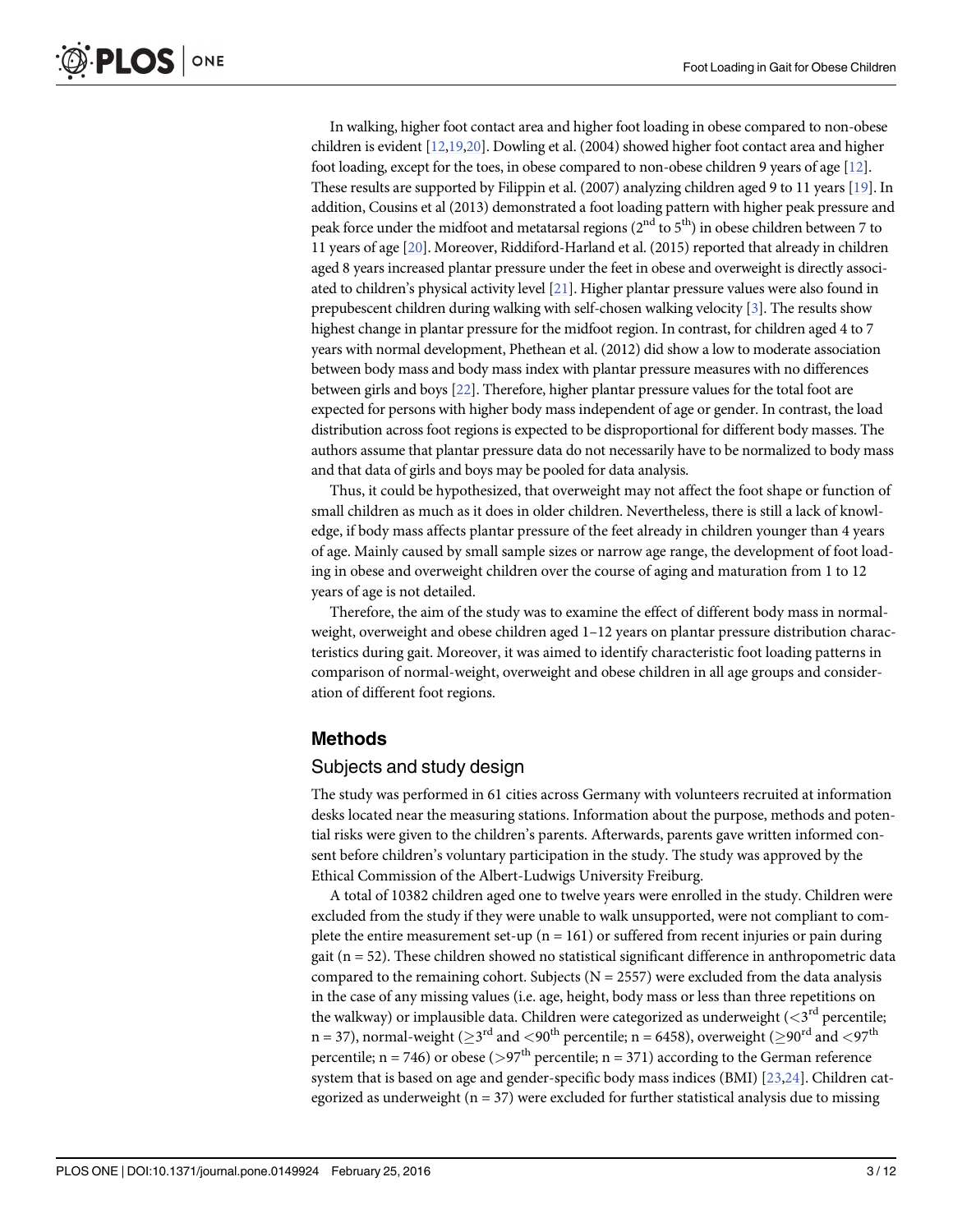In walking, higher foot contact area and higher foot loading in obese compared to non-obese children is evident [12,19,20]. Dowling et al. (2004) showed higher foot contact area and higher foot loading, except for the toes, in obese compared to non-obese children 9 years of age [12]. These results are supported by Filippin et al. (2007) analyzing children aged 9 to 11 years [19]. In addition, Cousins et al (2013) demonstrated a foot loading pattern with higher peak pressure and peak force under the midfoot and metatarsal regions (2$^{nd}$ to 5$^{th}$) in obese children between 7 to 11 years of age [20]. Moreover, Riddiford-Harland et al. (2015) reported that already in children aged 8 years increased plantar pressure under the feet in obese and overweight is directly associated to children's physical activity level [21]. Higher plantar pressure values were also found in prepubescent children during walking with self-chosen walking velocity [3]. The results show highest change in plantar pressure for the midfoot region. In contrast, for children aged 4 to 7 years with normal development, Phethean et al. (2012) did show a low to moderate association between body mass and body mass index with plantar pressure measures with no differences between girls and boys [22]. Therefore, higher plantar pressure values for the total foot are expected for persons with higher body mass independent of age or gender. In contrast, the load distribution across foot regions is expected to be disproportional for different body masses. The authors assume that plantar pressure data do not necessarily have to be normalized to body mass and that data of girls and boys may be pooled for data analysis.

Thus, it could be hypothesized, that overweight may not affect the foot shape or function of small children as much as it does in older children. Nevertheless, there is still a lack of knowledge, if body mass affects plantar pressure of the feet already in children younger than 4 years of age. Mainly caused by small sample sizes or narrow age range, the development of foot loading in obese and overweight children over the course of aging and maturation from 1 to 12 years of age is not detailed.

Therefore, the aim of the study was to examine the effect of different body mass in normal-weight, overweight and obese children aged 1–12 years on plantar pressure distribution characteristics during gait. Moreover, it was aimed to identify characteristic foot loading patterns in comparison of normal-weight, overweight and obese children in all age groups and consideration of different foot regions.

## Methods

### Subjects and study design

The study was performed in 61 cities across Germany with volunteers recruited at information desks located near the measuring stations. Information about the purpose, methods and potential risks were given to the children's parents. Afterwards, parents gave written informed consent before children's voluntary participation in the study. The study was approved by the Ethical Commission of the Albert-Ludwigs University Freiburg.

A total of 10382 children aged one to twelve years were enrolled in the study. Children were excluded from the study if they were unable to walk unsupported, were not compliant to complete the entire measurement set-up ($n = 161$) or suffered from recent injuries or pain during gait ($n = 52$). These children showed no statistical significant difference in anthropometric data compared to the remaining cohort. Subjects ($N = 2557$) were excluded from the data analysis in the case of any missing values (i.e. age, height, body mass or less than three repetitions on the walkway) or implausible data. Children were categorized as underweight ($<3^{rd}$ percentile; $n = 37$), normal-weight ($\geq 3^{rd}$ and $<90^{th}$ percentile; $n = 6458$), overweight ($\geq 90^{rd}$ and $<97^{th}$ percentile; $n = 746$) or obese ($>97^{th}$ percentile; $n = 371$) according to the German reference system that is based on age and gender-specific body mass indices (BMI) [23,24]. Children categorized as underweight ($n = 37$) were excluded for further statistical analysis due to missing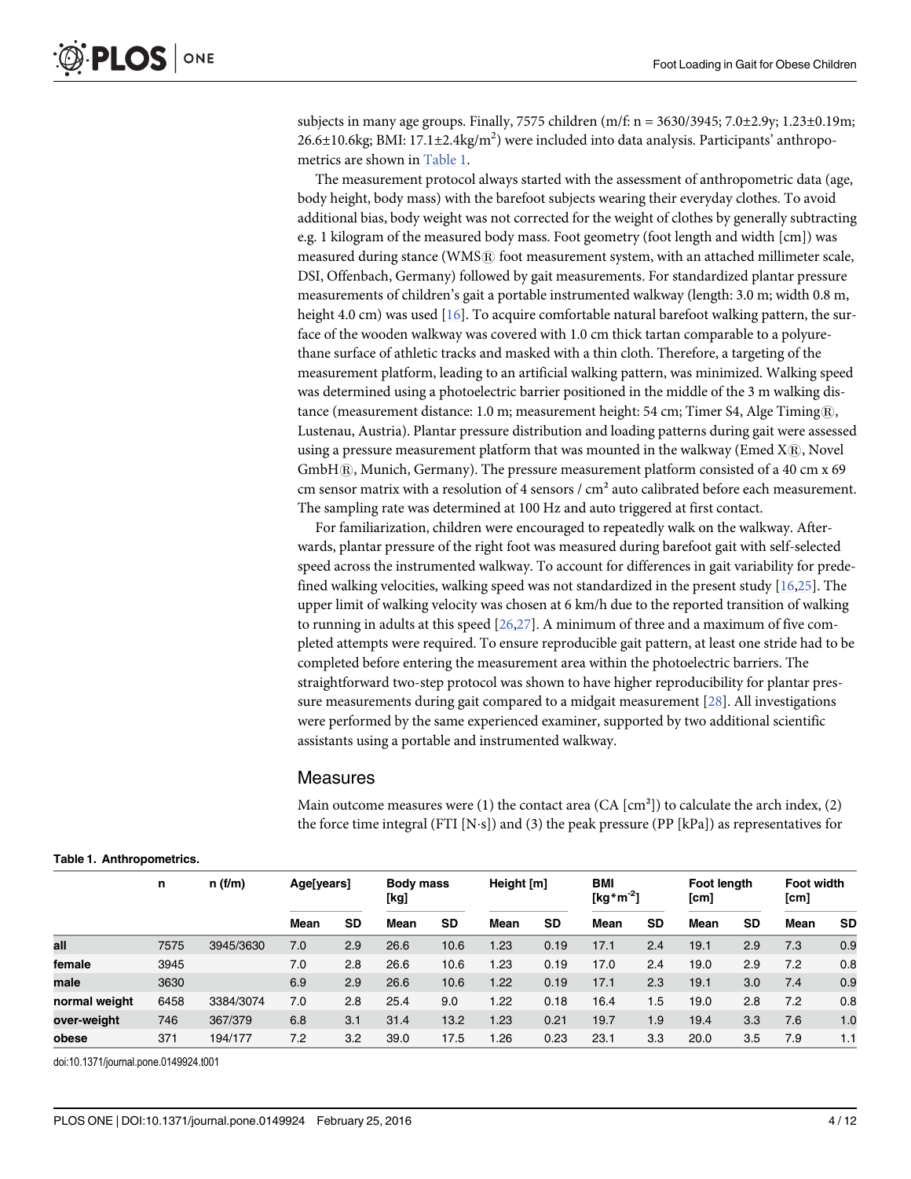subjects in many age groups. Finally, 7575 children (m/f: n = 3630/3945; 7.0±2.9y; 1.23±0.19m; 26.6±10.6kg; BMI: 17.1±2.4kg/m$^2$) were included into data analysis. Participants' anthropometrics are shown in Table 1.

The measurement protocol always started with the assessment of anthropometric data (age, body height, body mass) with the barefoot subjects wearing their everyday clothes. To avoid additional bias, body weight was not corrected for the weight of clothes by generally subtracting e.g. 1 kilogram of the measured body mass. Foot geometry (foot length and width [cm]) was measured during stance (WMS® foot measurement system, with an attached millimeter scale, DSI, Offenbach, Germany) followed by gait measurements. For standardized plantar pressure measurements of children's gait a portable instrumented walkway (length: 3.0 m; width 0.8 m, height 4.0 cm) was used [16]. To acquire comfortable natural barefoot walking pattern, the surface of the wooden walkway was covered with 1.0 cm thick tartan comparable to a polyurethane surface of athletic tracks and masked with a thin cloth. Therefore, a targeting of the measurement platform, leading to an artificial walking pattern, was minimized. Walking speed was determined using a photoelectric barrier positioned in the middle of the 3 m walking distance (measurement distance: 1.0 m; measurement height: 54 cm; Timer S4, Alge Timing®, Lustenau, Austria). Plantar pressure distribution and loading patterns during gait were assessed using a pressure measurement platform that was mounted in the walkway (Emed X®, Novel GmbH®, Munich, Germany). The pressure measurement platform consisted of a 40 cm x 69 cm sensor matrix with a resolution of 4 sensors / cm² auto calibrated before each measurement. The sampling rate was determined at 100 Hz and auto triggered at first contact.

For familiarization, children were encouraged to repeatedly walk on the walkway. Afterwards, plantar pressure of the right foot was measured during barefoot gait with self-selected speed across the instrumented walkway. To account for differences in gait variability for predefined walking velocities, walking speed was not standardized in the present study [16,25]. The upper limit of walking velocity was chosen at 6 km/h due to the reported transition of walking to running in adults at this speed [26,27]. A minimum of three and a maximum of five completed attempts were required. To ensure reproducible gait pattern, at least one stride had to be completed before entering the measurement area within the photoelectric barriers. The straightforward two-step protocol was shown to have higher reproducibility for plantar pressure measurements during gait compared to a midgait measurement [28]. All investigations were performed by the same experienced examiner, supported by two additional scientific assistants using a portable and instrumented walkway.

## Measures

Main outcome measures were (1) the contact area (CA [cm²]) to calculate the arch index, (2) the force time integral (FTI [N·s]) and (3) the peak pressure (PP [kPa]) as representatives for

**Table 1. Anthropometrics.**

| | n | n (f/m) | Age[years] | | Body mass [kg] | | Height [m] | | BMI [kg*m$^{-2}$] | | Foot length [cm] | | Foot width [cm] | |
|---|---|---|---|---|---|---|---|---|---|---|---|---|---|---|
| | | | Mean | SD | Mean | SD | Mean | SD | Mean | SD | Mean | SD | Mean | SD |
| **all** | 7575 | 3945/3630 | 7.0 | 2.9 | 26.6 | 10.6 | 1.23 | 0.19 | 17.1 | 2.4 | 19.1 | 2.9 | 7.3 | 0.9 |
| **female** | 3945 | | 7.0 | 2.8 | 26.6 | 10.6 | 1.23 | 0.19 | 17.0 | 2.4 | 19.0 | 2.9 | 7.2 | 0.8 |
| **male** | 3630 | | 6.9 | 2.9 | 26.6 | 10.6 | 1.22 | 0.19 | 17.1 | 2.3 | 19.1 | 3.0 | 7.4 | 0.9 |
| **normal weight** | 6458 | 3384/3074 | 7.0 | 2.8 | 25.4 | 9.0 | 1.22 | 0.18 | 16.4 | 1.5 | 19.0 | 2.8 | 7.2 | 0.8 |
| **over-weight** | 746 | 367/379 | 6.8 | 3.1 | 31.4 | 13.2 | 1.23 | 0.21 | 19.7 | 1.9 | 19.4 | 3.3 | 7.6 | 1.0 |
| **obese** | 371 | 194/177 | 7.2 | 3.2 | 39.0 | 17.5 | 1.26 | 0.23 | 23.1 | 3.3 | 20.0 | 3.5 | 7.9 | 1.1 |

doi:10.1371/journal.pone.0149924.t001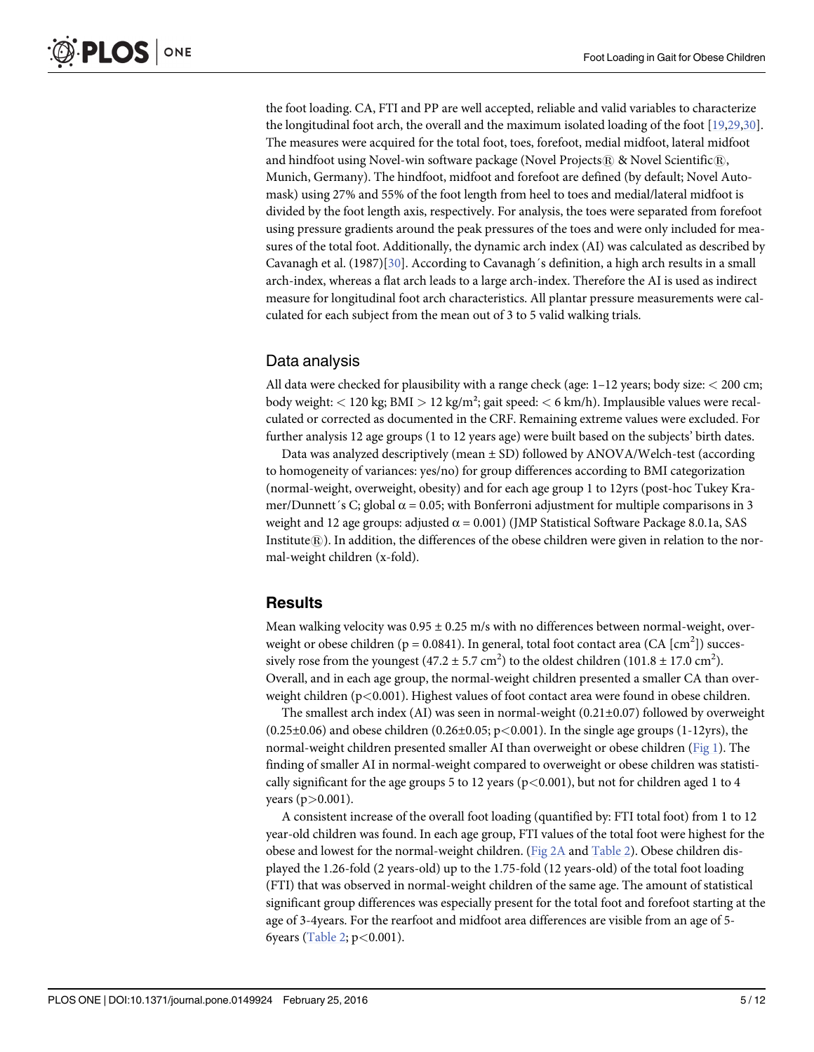the foot loading. CA, FTI and PP are well accepted, reliable and valid variables to characterize the longitudinal foot arch, the overall and the maximum isolated loading of the foot [19,29,30]. The measures were acquired for the total foot, toes, forefoot, medial midfoot, lateral midfoot and hindfoot using Novel-win software package (Novel Projects® & Novel Scientific®, Munich, Germany). The hindfoot, midfoot and forefoot are defined (by default; Novel Automask) using 27% and 55% of the foot length from heel to toes and medial/lateral midfoot is divided by the foot length axis, respectively. For analysis, the toes were separated from forefoot using pressure gradients around the peak pressures of the toes and were only included for measures of the total foot. Additionally, the dynamic arch index (AI) was calculated as described by Cavanagh et al. (1987)[30]. According to Cavanagh´s definition, a high arch results in a small arch-index, whereas a flat arch leads to a large arch-index. Therefore the AI is used as indirect measure for longitudinal foot arch characteristics. All plantar pressure measurements were calculated for each subject from the mean out of 3 to 5 valid walking trials.

## Data analysis

All data were checked for plausibility with a range check (age: 1–12 years; body size: $< 200$ cm; body weight: $< 120$ kg; BMI $> 12$ kg/m²; gait speed: $< 6$ km/h). Implausible values were recalculated or corrected as documented in the CRF. Remaining extreme values were excluded. For further analysis 12 age groups (1 to 12 years age) were built based on the subjects' birth dates.

Data was analyzed descriptively (mean ± SD) followed by ANOVA/Welch-test (according to homogeneity of variances: yes/no) for group differences according to BMI categorization (normal-weight, overweight, obesity) and for each age group 1 to 12yrs (post-hoc Tukey Kramer/Dunnett´s C; global $\alpha = 0.05$; with Bonferroni adjustment for multiple comparisons in 3 weight and 12 age groups: adjusted $\alpha = 0.001$) (JMP Statistical Software Package 8.0.1a, SAS Institute®). In addition, the differences of the obese children were given in relation to the normal-weight children (x-fold).

## Results

Mean walking velocity was 0.95 ± 0.25 m/s with no differences between normal-weight, overweight or obese children ($p = 0.0841$). In general, total foot contact area (CA [cm$^2$]) successively rose from the youngest (47.2 ± 5.7 cm$^2$) to the oldest children (101.8 ± 17.0 cm$^2$). Overall, and in each age group, the normal-weight children presented a smaller CA than overweight children ($p<0.001$). Highest values of foot contact area were found in obese children.

The smallest arch index (AI) was seen in normal-weight (0.21±0.07) followed by overweight (0.25±0.06) and obese children (0.26±0.05; $p<0.001$). In the single age groups (1-12yrs), the normal-weight children presented smaller AI than overweight or obese children (Fig 1). The finding of smaller AI in normal-weight compared to overweight or obese children was statistically significant for the age groups 5 to 12 years ($p<0.001$), but not for children aged 1 to 4 years ($p>0.001$).

A consistent increase of the overall foot loading (quantified by: FTI total foot) from 1 to 12 year-old children was found. In each age group, FTI values of the total foot were highest for the obese and lowest for the normal-weight children. (Fig 2A and Table 2). Obese children displayed the 1.26-fold (2 years-old) up to the 1.75-fold (12 years-old) of the total foot loading (FTI) that was observed in normal-weight children of the same age. The amount of statistical significant group differences was especially present for the total foot and forefoot starting at the age of 3-4years. For the rearfoot and midfoot area differences are visible from an age of 5-6years (Table 2; $p<0.001$).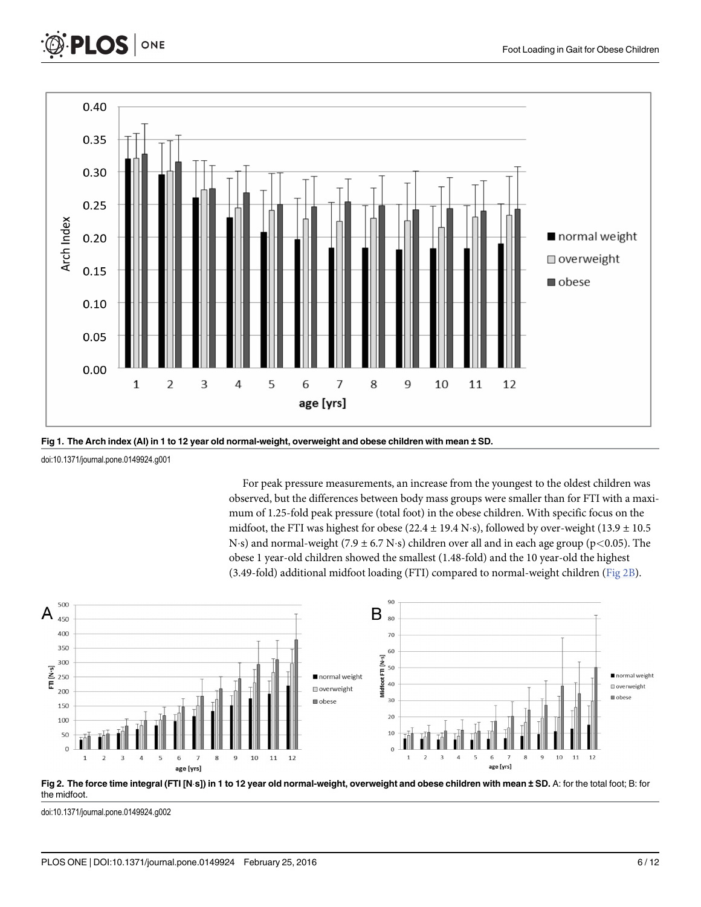Fig 1. The Arch index (AI) in 1 to 12 year old normal-weight, overweight and obese children with mean ± SD.

doi:10.1371/journal.pone.0149924.g001

For peak pressure measurements, an increase from the youngest to the oldest children was observed, but the differences between body mass groups were smaller than for FTI with a maximum of 1.25-fold peak pressure (total foot) in the obese children. With specific focus on the midfoot, the FTI was highest for obese (22.4 ± 19.4 N·s), followed by over-weight (13.9 ± 10.5 N·s) and normal-weight (7.9 ± 6.7 N·s) children over all and in each age group ($p<0.05$). The obese 1 year-old children showed the smallest (1.48-fold) and the 10 year-old the highest (3.49-fold) additional midfoot loading (FTI) compared to normal-weight children (Fig 2B).

Fig 2. The force time integral (FTI [N·s]) in 1 to 12 year old normal-weight, overweight and obese children with mean ± SD. A: for the total foot; B: for the midfoot.

doi:10.1371/journal.pone.0149924.g002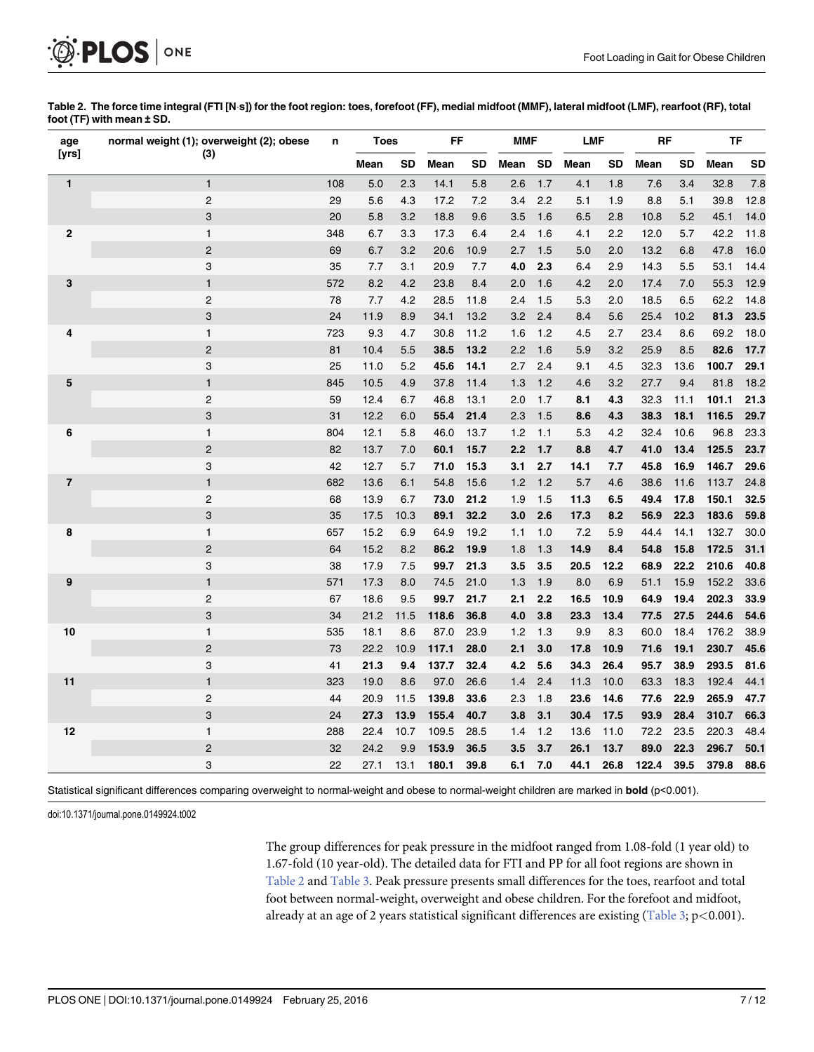**Table 2. The force time integral (FTI [N·s]) for the foot region: toes, forefoot (FF), medial midfoot (MMF), lateral midfoot (LMF), rearfoot (RF), total foot (TF) with mean ± SD.**

| age [yrs] | normal weight (1); overweight (2); obese (3) | n | Toes | | FF | | MMF | | LMF | | RF | | TF | |
|---|---|---|---|---|---|---|---|---|---|---|---|---|---|---|
| | | | Mean | SD | Mean | SD | Mean | SD | Mean | SD | Mean | SD | Mean | SD |
| **1** | 1 | 108 | 5.0 | 2.3 | 14.1 | 5.8 | 2.6 | 1.7 | 4.1 | 1.8 | 7.6 | 3.4 | 32.8 | 7.8 |
| | 2 | 29 | 5.6 | 4.3 | 17.2 | 7.2 | 3.4 | 2.2 | 5.1 | 1.9 | 8.8 | 5.1 | 39.8 | 12.8 |
| | 3 | 20 | 5.8 | 3.2 | 18.8 | 9.6 | 3.5 | 1.6 | 6.5 | 2.8 | 10.8 | 5.2 | 45.1 | 14.0 |
| **2** | 1 | 348 | 6.7 | 3.3 | 17.3 | 6.4 | 2.4 | 1.6 | 4.1 | 2.2 | 12.0 | 5.7 | 42.2 | 11.8 |
| | 2 | 69 | 6.7 | 3.2 | 20.6 | 10.9 | 2.7 | 1.5 | 5.0 | 2.0 | 13.2 | 6.8 | 47.8 | 16.0 |
| | 3 | 35 | 7.7 | 3.1 | 20.9 | 7.7 | **4.0** | **2.3** | 6.4 | 2.9 | 14.3 | 5.5 | 53.1 | 14.4 |
| **3** | 1 | 572 | 8.2 | 4.2 | 23.8 | 8.4 | 2.0 | 1.6 | 4.2 | 2.0 | 17.4 | 7.0 | 55.3 | 12.9 |
| | 2 | 78 | 7.7 | 4.2 | 28.5 | 11.8 | 2.4 | 1.5 | 5.3 | 2.0 | 18.5 | 6.5 | 62.2 | 14.8 |
| | 3 | 24 | 11.9 | 8.9 | 34.1 | 13.2 | 3.2 | 2.4 | 8.4 | 5.6 | 25.4 | 10.2 | **81.3** | **23.5** |
| **4** | 1 | 723 | 9.3 | 4.7 | 30.8 | 11.2 | 1.6 | 1.2 | 4.5 | 2.7 | 23.4 | 8.6 | 69.2 | 18.0 |
| | 2 | 81 | 10.4 | 5.5 | **38.5** | **13.2** | 2.2 | 1.6 | 5.9 | 3.2 | 25.9 | 8.5 | **82.6** | **17.7** |
| | 3 | 25 | 11.0 | 5.2 | **45.6** | **14.1** | 2.7 | 2.4 | 9.1 | 4.5 | 32.3 | 13.6 | **100.7** | **29.1** |
| **5** | 1 | 845 | 10.5 | 4.9 | 37.8 | 11.4 | 1.3 | 1.2 | 4.6 | 3.2 | 27.7 | 9.4 | 81.8 | 18.2 |
| | 2 | 59 | 12.4 | 6.7 | 46.8 | 13.1 | 2.0 | 1.7 | **8.1** | **4.3** | 32.3 | 11.1 | **101.1** | **21.3** |
| | 3 | 31 | 12.2 | 6.0 | **55.4** | **21.4** | 2.3 | 1.5 | **8.6** | **4.3** | **38.3** | **18.1** | **116.5** | **29.7** |
| **6** | 1 | 804 | 12.1 | 5.8 | 46.0 | 13.7 | 1.2 | 1.1 | 5.3 | 4.2 | 32.4 | 10.6 | 96.8 | 23.3 |
| | 2 | 82 | 13.7 | 7.0 | **60.1** | **15.7** | **2.2** | **1.7** | **8.8** | **4.7** | **41.0** | **13.4** | **125.5** | **23.7** |
| | 3 | 42 | 12.7 | 5.7 | **71.0** | **15.3** | **3.1** | **2.7** | **14.1** | **7.7** | **45.8** | **16.9** | **146.7** | **29.6** |
| **7** | 1 | 682 | 13.6 | 6.1 | 54.8 | 15.6 | 1.2 | 1.2 | 5.7 | 4.6 | 38.6 | 11.6 | 113.7 | 24.8 |
| | 2 | 68 | 13.9 | 6.7 | **73.0** | **21.2** | 1.9 | 1.5 | **11.3** | **6.5** | **49.4** | **17.8** | **150.1** | **32.5** |
| | 3 | 35 | 17.5 | 10.3 | **89.1** | **32.2** | **3.0** | **2.6** | **17.3** | **8.2** | **56.9** | **22.3** | **183.6** | **59.8** |
| **8** | 1 | 657 | 15.2 | 6.9 | 64.9 | 19.2 | 1.1 | 1.0 | 7.2 | 5.9 | 44.4 | 14.1 | 132.7 | 30.0 |
| | 2 | 64 | 15.2 | 8.2 | **86.2** | **19.9** | 1.8 | 1.3 | **14.9** | **8.4** | **54.8** | **15.8** | **172.5** | **31.1** |
| | 3 | 38 | 17.9 | 7.5 | **99.7** | **21.3** | **3.5** | **3.5** | **20.5** | **12.2** | **68.9** | **22.2** | **210.6** | **40.8** |
| **9** | 1 | 571 | 17.3 | 8.0 | 74.5 | 21.0 | 1.3 | 1.9 | 8.0 | 6.9 | 51.1 | 15.9 | 152.2 | 33.6 |
| | 2 | 67 | 18.6 | 9.5 | **99.7** | **21.7** | **2.1** | **2.2** | **16.5** | **10.9** | **64.9** | **19.4** | **202.3** | **33.9** |
| | 3 | 34 | 21.2 | 11.5 | **118.6** | **36.8** | **4.0** | **3.8** | **23.3** | **13.4** | **77.5** | **27.5** | **244.6** | **54.6** |
| **10** | 1 | 535 | 18.1 | 8.6 | 87.0 | 23.9 | 1.2 | 1.3 | 9.9 | 8.3 | 60.0 | 18.4 | 176.2 | 38.9 |
| | 2 | 73 | 22.2 | 10.9 | **117.1** | **28.0** | **2.1** | **3.0** | **17.8** | **10.9** | **71.6** | **19.1** | **230.7** | **45.6** |
| | 3 | 41 | **21.3** | **9.4** | **137.7** | **32.4** | **4.2** | **5.6** | **34.3** | **26.4** | **95.7** | **38.9** | **293.5** | **81.6** |
| **11** | 1 | 323 | 19.0 | 8.6 | 97.0 | 26.6 | 1.4 | 2.4 | 11.3 | 10.0 | 63.3 | 18.3 | 192.4 | 44.1 |
| | 2 | 44 | 20.9 | 11.5 | **139.8** | **33.6** | 2.3 | 1.8 | **23.6** | **14.6** | **77.6** | **22.9** | **265.9** | **47.7** |
| | 3 | 24 | **27.3** | **13.9** | **155.4** | **40.7** | **3.8** | **3.1** | **30.4** | **17.5** | **93.9** | **28.4** | **310.7** | **66.3** |
| **12** | 1 | 288 | 22.4 | 10.7 | 109.5 | 28.5 | 1.4 | 1.2 | 13.6 | 11.0 | 72.2 | 23.5 | 220.3 | 48.4 |
| | 2 | 32 | 24.2 | 9.9 | **153.9** | **36.5** | **3.5** | **3.7** | **26.1** | **13.7** | **89.0** | **22.3** | **296.7** | **50.1** |
| | 3 | 22 | 27.1 | 13.1 | **180.1** | **39.8** | **6.1** | **7.0** | **44.1** | **26.8** | **122.4** | **39.5** | **379.8** | **88.6** |

Statistical significant differences comparing overweight to normal-weight and obese to normal-weight children are marked in **bold** ($p<0.001$).

doi:10.1371/journal.pone.0149924.t002

The group differences for peak pressure in the midfoot ranged from 1.08-fold (1 year old) to 1.67-fold (10 year-old). The detailed data for FTI and PP for all foot regions are shown in Table 2 and Table 3. Peak pressure presents small differences for the toes, rearfoot and total foot between normal-weight, overweight and obese children. For the forefoot and midfoot, already at an age of 2 years statistical significant differences are existing (Table 3; $p<0.001$).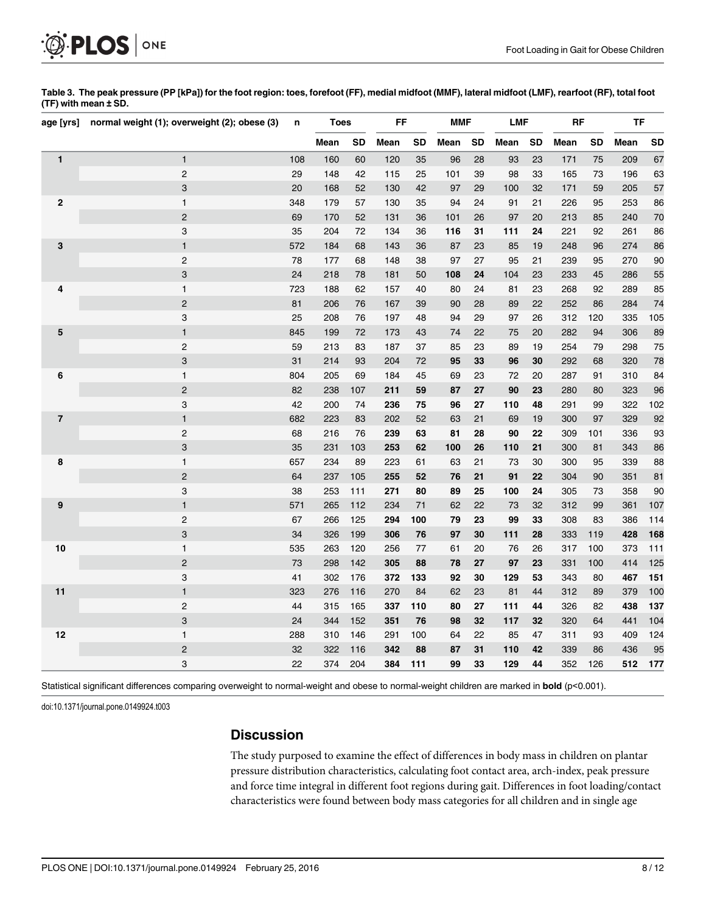**Table 3. The peak pressure (PP [kPa]) for the foot region: toes, forefoot (FF), medial midfoot (MMF), lateral midfoot (LMF), rearfoot (RF), total foot (TF) with mean ± SD.**

| age [yrs] | normal weight (1); overweight (2); obese (3) | n | Toes | | FF | | MMF | | LMF | | RF | | TF | |
|---|---|---|---|---|---|---|---|---|---|---|---|---|---|---|
| | | | Mean | SD | Mean | SD | Mean | SD | Mean | SD | Mean | SD | Mean | SD |
| **1** | 1 | 108 | 160 | 60 | 120 | 35 | 96 | 28 | 93 | 23 | 171 | 75 | 209 | 67 |
| | 2 | 29 | 148 | 42 | 115 | 25 | 101 | 39 | 98 | 33 | 165 | 73 | 196 | 63 |
| | 3 | 20 | 168 | 52 | 130 | 42 | 97 | 29 | 100 | 32 | 171 | 59 | 205 | 57 |
| **2** | 1 | 348 | 179 | 57 | 130 | 35 | 94 | 24 | 91 | 21 | 226 | 95 | 253 | 86 |
| | 2 | 69 | 170 | 52 | 131 | 36 | 101 | 26 | 97 | 20 | 213 | 85 | 240 | 70 |
| | 3 | 35 | 204 | 72 | 134 | 36 | **116** | **31** | **111** | **24** | 221 | 92 | 261 | 86 |
| **3** | 1 | 572 | 184 | 68 | 143 | 36 | 87 | 23 | 85 | 19 | 248 | 96 | 274 | 86 |
| | 2 | 78 | 177 | 68 | 148 | 38 | 97 | 27 | 95 | 21 | 239 | 95 | 270 | 90 |
| | 3 | 24 | 218 | 78 | 181 | 50 | **108** | **24** | 104 | 23 | 233 | 45 | 286 | 55 |
| **4** | 1 | 723 | 188 | 62 | 157 | 40 | 80 | 24 | 81 | 23 | 268 | 92 | 289 | 85 |
| | 2 | 81 | 206 | 76 | 167 | 39 | 90 | 28 | 89 | 22 | 252 | 86 | 284 | 74 |
| | 3 | 25 | 208 | 76 | 197 | 48 | 94 | 29 | 97 | 26 | 312 | 120 | 335 | 105 |
| **5** | 1 | 845 | 199 | 72 | 173 | 43 | 74 | 22 | 75 | 20 | 282 | 94 | 306 | 89 |
| | 2 | 59 | 213 | 83 | 187 | 37 | 85 | 23 | 89 | 19 | 254 | 79 | 298 | 75 |
| | 3 | 31 | 214 | 93 | 204 | 72 | **95** | **33** | **96** | **30** | 292 | 68 | 320 | 78 |
| **6** | 1 | 804 | 205 | 69 | 184 | 45 | 69 | 23 | 72 | 20 | 287 | 91 | 310 | 84 |
| | 2 | 82 | 238 | 107 | **211** | **59** | **87** | **27** | **90** | **23** | 280 | 80 | 323 | 96 |
| | 3 | 42 | 200 | 74 | **236** | **75** | **96** | **27** | **110** | **48** | 291 | 99 | 322 | 102 |
| **7** | 1 | 682 | 223 | 83 | 202 | 52 | 63 | 21 | 69 | 19 | 300 | 97 | 329 | 92 |
| | 2 | 68 | 216 | 76 | **239** | **63** | **81** | **28** | **90** | **22** | 309 | 101 | 336 | 93 |
| | 3 | 35 | 231 | 103 | **253** | **62** | **100** | **26** | **110** | **21** | 300 | 81 | 343 | 86 |
| **8** | 1 | 657 | 234 | 89 | 223 | 61 | 63 | 21 | 73 | 30 | 300 | 95 | 339 | 88 |
| | 2 | 64 | 237 | 105 | **255** | **52** | **76** | **21** | **91** | **22** | 304 | 90 | 351 | 81 |
| | 3 | 38 | 253 | 111 | **271** | **80** | **89** | **25** | **100** | **24** | 305 | 73 | 358 | 90 |
| **9** | 1 | 571 | 265 | 112 | 234 | 71 | 62 | 22 | 73 | 32 | 312 | 99 | 361 | 107 |
| | 2 | 67 | 266 | 125 | **294** | **100** | **79** | **23** | **99** | **33** | 308 | 83 | 386 | 114 |
| | 3 | 34 | 326 | 199 | **306** | **76** | **97** | **30** | **111** | **28** | 333 | 119 | **428** | **168** |
| **10** | 1 | 535 | 263 | 120 | 256 | 77 | 61 | 20 | 76 | 26 | 317 | 100 | 373 | 111 |
| | 2 | 73 | 298 | 142 | **305** | **88** | **78** | **27** | **97** | **23** | 331 | 100 | 414 | 125 |
| | 3 | 41 | 302 | 176 | **372** | **133** | **92** | **30** | **129** | **53** | 343 | 80 | **467** | **151** |
| **11** | 1 | 323 | 276 | 116 | 270 | 84 | 62 | 23 | 81 | 44 | 312 | 89 | 379 | 100 |
| | 2 | 44 | 315 | 165 | **337** | **110** | **80** | **27** | **111** | **44** | 326 | 82 | **438** | **137** |
| | 3 | 24 | 344 | 152 | **351** | **76** | **98** | **32** | **117** | **32** | 320 | 64 | 441 | 104 |
| **12** | 1 | 288 | 310 | 146 | 291 | 100 | 64 | 22 | 85 | 47 | 311 | 93 | 409 | 124 |
| | 2 | 32 | 322 | 116 | **342** | **88** | **87** | **31** | **110** | **42** | 339 | 86 | 436 | 95 |
| | 3 | 22 | 374 | 204 | **384** | **111** | **99** | **33** | **129** | **44** | 352 | 126 | **512** | **177** |

Statistical significant differences comparing overweight to normal-weight and obese to normal-weight children are marked in **bold** ($p<0.001$).

doi:10.1371/journal.pone.0149924.t003

## Discussion

The study purposed to examine the effect of differences in body mass in children on plantar pressure distribution characteristics, calculating foot contact area, arch-index, peak pressure and force time integral in different foot regions during gait. Differences in foot loading/contact characteristics were found between body mass categories for all children and in single age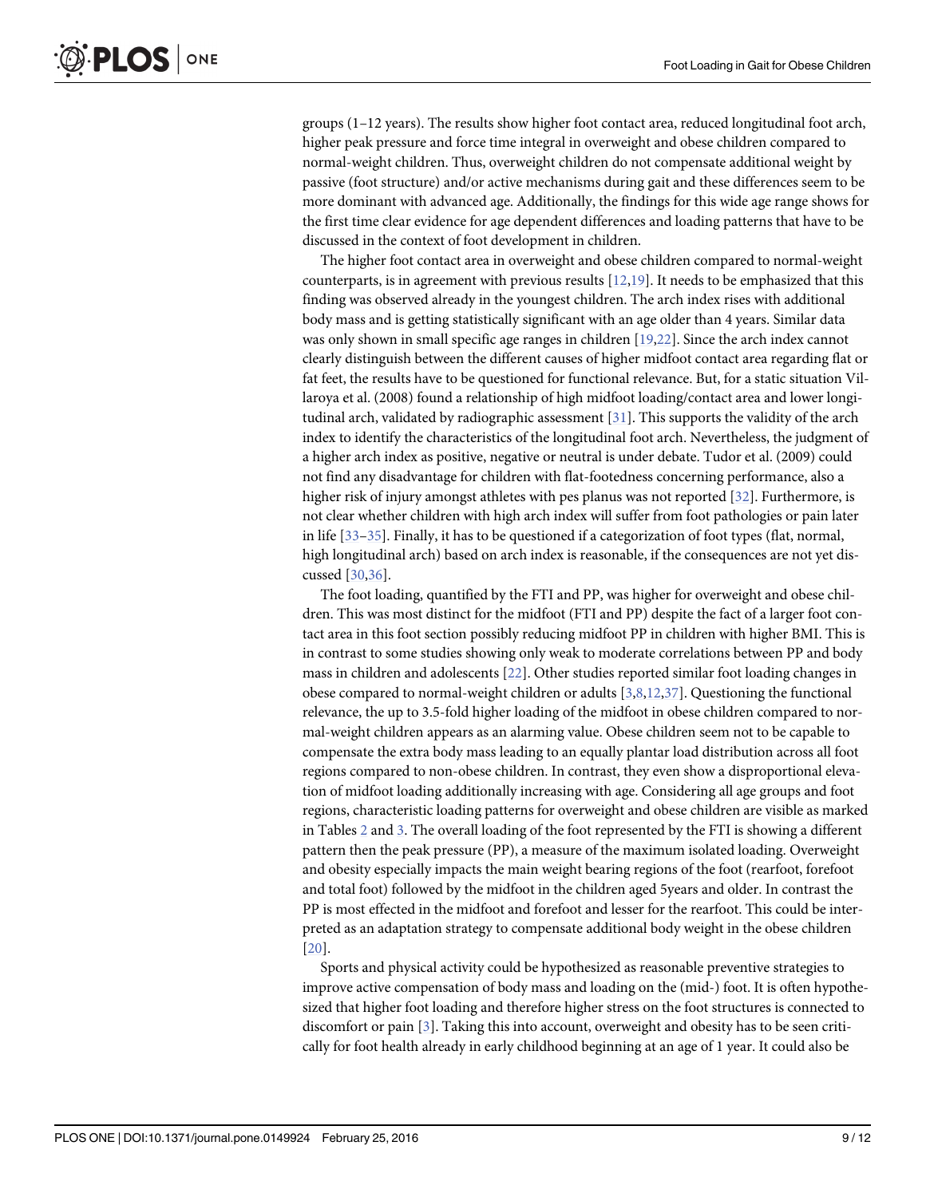groups (1–12 years). The results show higher foot contact area, reduced longitudinal foot arch, higher peak pressure and force time integral in overweight and obese children compared to normal-weight children. Thus, overweight children do not compensate additional weight by passive (foot structure) and/or active mechanisms during gait and these differences seem to be more dominant with advanced age. Additionally, the findings for this wide age range shows for the first time clear evidence for age dependent differences and loading patterns that have to be discussed in the context of foot development in children.

The higher foot contact area in overweight and obese children compared to normal-weight counterparts, is in agreement with previous results [12,19]. It needs to be emphasized that this finding was observed already in the youngest children. The arch index rises with additional body mass and is getting statistically significant with an age older than 4 years. Similar data was only shown in small specific age ranges in children [19,22]. Since the arch index cannot clearly distinguish between the different causes of higher midfoot contact area regarding flat or fat feet, the results have to be questioned for functional relevance. But, for a static situation Villaroya et al. (2008) found a relationship of high midfoot loading/contact area and lower longitudinal arch, validated by radiographic assessment [31]. This supports the validity of the arch index to identify the characteristics of the longitudinal foot arch. Nevertheless, the judgment of a higher arch index as positive, negative or neutral is under debate. Tudor et al. (2009) could not find any disadvantage for children with flat-footedness concerning performance, also a higher risk of injury amongst athletes with pes planus was not reported [32]. Furthermore, is not clear whether children with high arch index will suffer from foot pathologies or pain later in life [33–35]. Finally, it has to be questioned if a categorization of foot types (flat, normal, high longitudinal arch) based on arch index is reasonable, if the consequences are not yet discussed [30,36].

The foot loading, quantified by the FTI and PP, was higher for overweight and obese children. This was most distinct for the midfoot (FTI and PP) despite the fact of a larger foot contact area in this foot section possibly reducing midfoot PP in children with higher BMI. This is in contrast to some studies showing only weak to moderate correlations between PP and body mass in children and adolescents [22]. Other studies reported similar foot loading changes in obese compared to normal-weight children or adults [3,8,12,37]. Questioning the functional relevance, the up to 3.5-fold higher loading of the midfoot in obese children compared to normal-weight children appears as an alarming value. Obese children seem not to be capable to compensate the extra body mass leading to an equally plantar load distribution across all foot regions compared to non-obese children. In contrast, they even show a disproportional elevation of midfoot loading additionally increasing with age. Considering all age groups and foot regions, characteristic loading patterns for overweight and obese children are visible as marked in Tables 2 and 3. The overall loading of the foot represented by the FTI is showing a different pattern then the peak pressure (PP), a measure of the maximum isolated loading. Overweight and obesity especially impacts the main weight bearing regions of the foot (rearfoot, forefoot and total foot) followed by the midfoot in the children aged 5years and older. In contrast the PP is most effected in the midfoot and forefoot and lesser for the rearfoot. This could be interpreted as an adaptation strategy to compensate additional body weight in the obese children [20].

Sports and physical activity could be hypothesized as reasonable preventive strategies to improve active compensation of body mass and loading on the (mid-) foot. It is often hypothesized that higher foot loading and therefore higher stress on the foot structures is connected to discomfort or pain [3]. Taking this into account, overweight and obesity has to be seen critically for foot health already in early childhood beginning at an age of 1 year. It could also be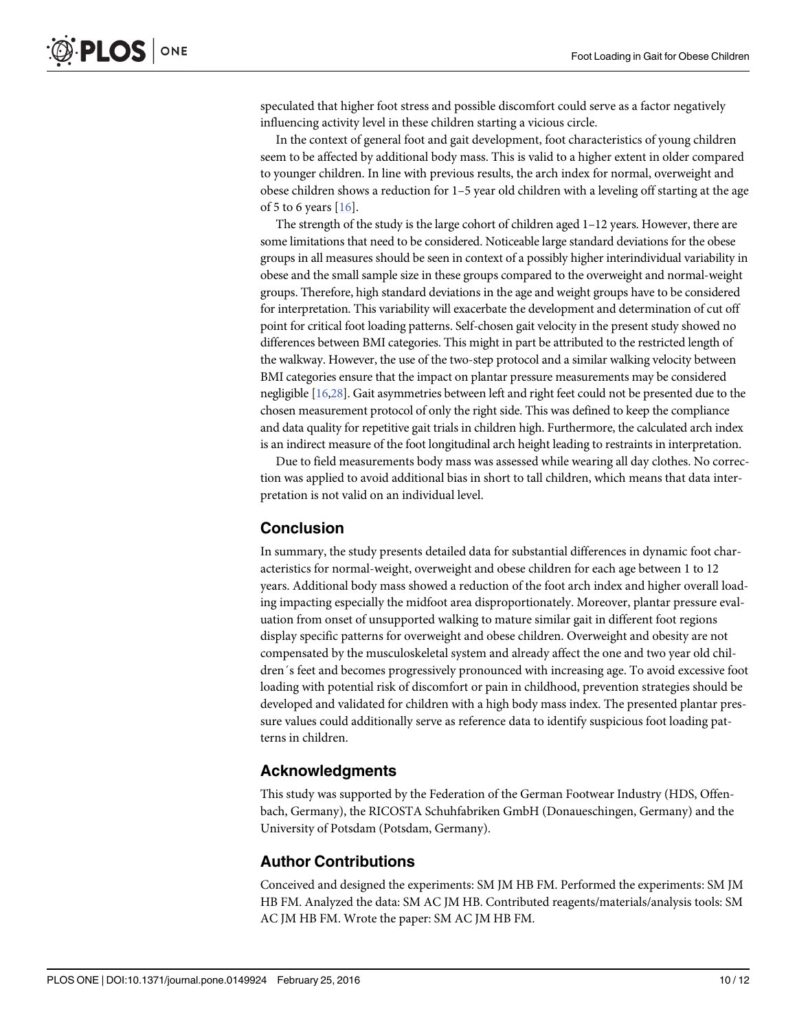speculated that higher foot stress and possible discomfort could serve as a factor negatively influencing activity level in these children starting a vicious circle.

In the context of general foot and gait development, foot characteristics of young children seem to be affected by additional body mass. This is valid to a higher extent in older compared to younger children. In line with previous results, the arch index for normal, overweight and obese children shows a reduction for 1–5 year old children with a leveling off starting at the age of 5 to 6 years [16].

The strength of the study is the large cohort of children aged 1–12 years. However, there are some limitations that need to be considered. Noticeable large standard deviations for the obese groups in all measures should be seen in context of a possibly higher interindividual variability in obese and the small sample size in these groups compared to the overweight and normal-weight groups. Therefore, high standard deviations in the age and weight groups have to be considered for interpretation. This variability will exacerbate the development and determination of cut off point for critical foot loading patterns. Self-chosen gait velocity in the present study showed no differences between BMI categories. This might in part be attributed to the restricted length of the walkway. However, the use of the two-step protocol and a similar walking velocity between BMI categories ensure that the impact on plantar pressure measurements may be considered negligible [16,28]. Gait asymmetries between left and right feet could not be presented due to the chosen measurement protocol of only the right side. This was defined to keep the compliance and data quality for repetitive gait trials in children high. Furthermore, the calculated arch index is an indirect measure of the foot longitudinal arch height leading to restraints in interpretation.

Due to field measurements body mass was assessed while wearing all day clothes. No correction was applied to avoid additional bias in short to tall children, which means that data interpretation is not valid on an individual level.

## Conclusion

In summary, the study presents detailed data for substantial differences in dynamic foot characteristics for normal-weight, overweight and obese children for each age between 1 to 12 years. Additional body mass showed a reduction of the foot arch index and higher overall loading impacting especially the midfoot area disproportionately. Moreover, plantar pressure evaluation from onset of unsupported walking to mature similar gait in different foot regions display specific patterns for overweight and obese children. Overweight and obesity are not compensated by the musculoskeletal system and already affect the one and two year old children´s feet and becomes progressively pronounced with increasing age. To avoid excessive foot loading with potential risk of discomfort or pain in childhood, prevention strategies should be developed and validated for children with a high body mass index. The presented plantar pressure values could additionally serve as reference data to identify suspicious foot loading patterns in children.

## Acknowledgments

This study was supported by the Federation of the German Footwear Industry (HDS, Offenbach, Germany), the RICOSTA Schuhfabriken GmbH (Donaueschingen, Germany) and the University of Potsdam (Potsdam, Germany).

## Author Contributions

Conceived and designed the experiments: SM JM HB FM. Performed the experiments: SM JM HB FM. Analyzed the data: SM AC JM HB. Contributed reagents/materials/analysis tools: SM AC JM HB FM. Wrote the paper: SM AC JM HB FM.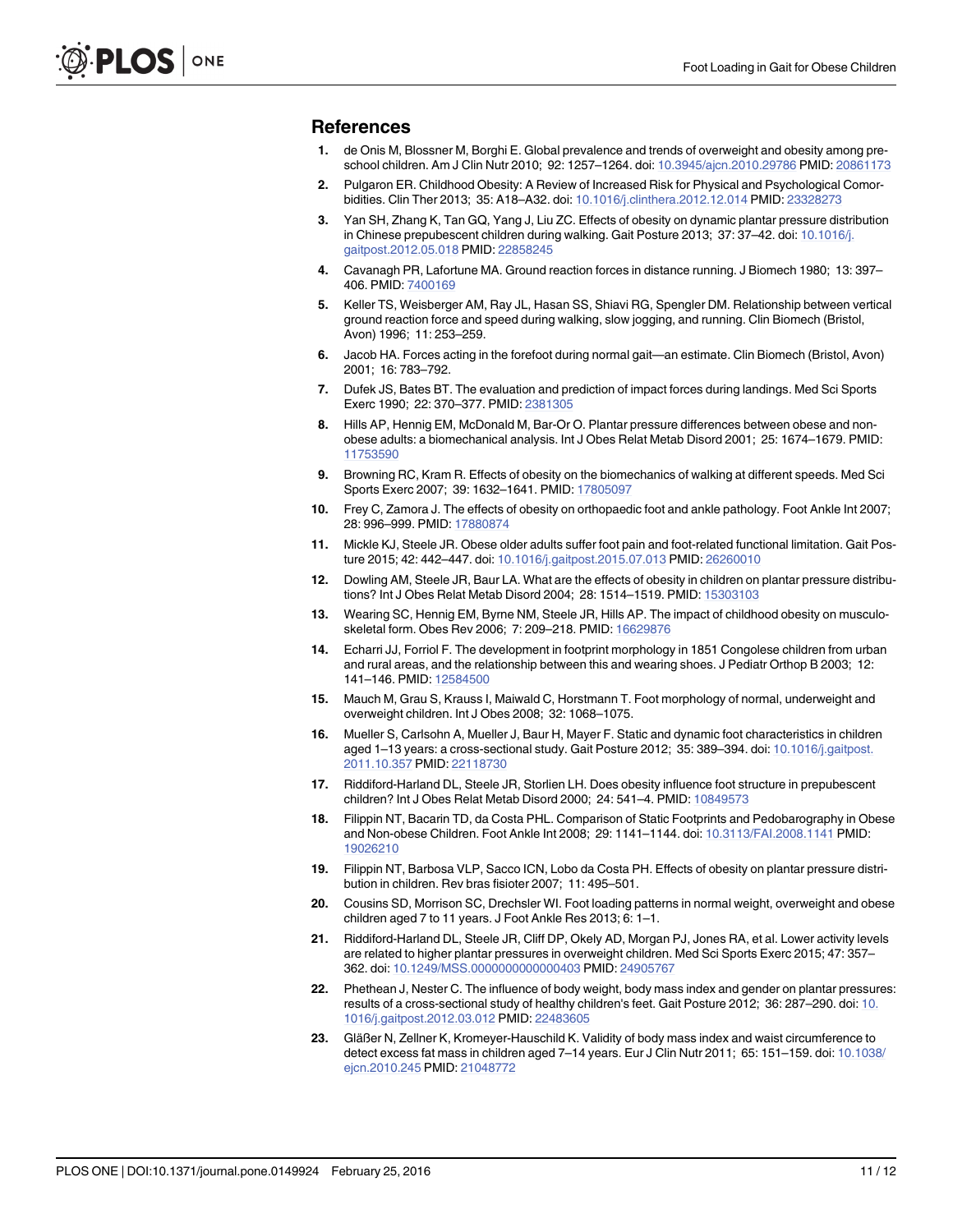## References

1. de Onis M, Blossner M, Borghi E. Global prevalence and trends of overweight and obesity among preschool children. Am J Clin Nutr 2010; 92: 1257–1264. doi: 10.3945/ajcn.2010.29786 PMID: 20861173
2. Pulgaron ER. Childhood Obesity: A Review of Increased Risk for Physical and Psychological Comorbidities. Clin Ther 2013; 35: A18–A32. doi: 10.1016/j.clinthera.2012.12.014 PMID: 23328273
3. Yan SH, Zhang K, Tan GQ, Yang J, Liu ZC. Effects of obesity on dynamic plantar pressure distribution in Chinese prepubescent children during walking. Gait Posture 2013; 37: 37–42. doi: 10.1016/j.gaitpost.2012.05.018 PMID: 22858245
4. Cavanagh PR, Lafortune MA. Ground reaction forces in distance running. J Biomech 1980; 13: 397–406. PMID: 7400169
5. Keller TS, Weisberger AM, Ray JL, Hasan SS, Shiavi RG, Spengler DM. Relationship between vertical ground reaction force and speed during walking, slow jogging, and running. Clin Biomech (Bristol, Avon) 1996; 11: 253–259.
6. Jacob HA. Forces acting in the forefoot during normal gait—an estimate. Clin Biomech (Bristol, Avon) 2001; 16: 783–792.
7. Dufek JS, Bates BT. The evaluation and prediction of impact forces during landings. Med Sci Sports Exerc 1990; 22: 370–377. PMID: 2381305
8. Hills AP, Hennig EM, McDonald M, Bar-Or O. Plantar pressure differences between obese and non-obese adults: a biomechanical analysis. Int J Obes Relat Metab Disord 2001; 25: 1674–1679. PMID: 11753590
9. Browning RC, Kram R. Effects of obesity on the biomechanics of walking at different speeds. Med Sci Sports Exerc 2007; 39: 1632–1641. PMID: 17805097
10. Frey C, Zamora J. The effects of obesity on orthopaedic foot and ankle pathology. Foot Ankle Int 2007; 28: 996–999. PMID: 17880874
11. Mickle KJ, Steele JR. Obese older adults suffer foot pain and foot-related functional limitation. Gait Posture 2015; 42: 442–447. doi: 10.1016/j.gaitpost.2015.07.013 PMID: 26260010
12. Dowling AM, Steele JR, Baur LA. What are the effects of obesity in children on plantar pressure distributions? Int J Obes Relat Metab Disord 2004; 28: 1514–1519. PMID: 15303103
13. Wearing SC, Hennig EM, Byrne NM, Steele JR, Hills AP. The impact of childhood obesity on musculoskeletal form. Obes Rev 2006; 7: 209–218. PMID: 16629876
14. Echarri JJ, Forriol F. The development in footprint morphology in 1851 Congolese children from urban and rural areas, and the relationship between this and wearing shoes. J Pediatr Orthop B 2003; 12: 141–146. PMID: 12584500
15. Mauch M, Grau S, Krauss I, Maiwald C, Horstmann T. Foot morphology of normal, underweight and overweight children. Int J Obes 2008; 32: 1068–1075.
16. Mueller S, Carlsohn A, Mueller J, Baur H, Mayer F. Static and dynamic foot characteristics in children aged 1–13 years: a cross-sectional study. Gait Posture 2012; 35: 389–394. doi: 10.1016/j.gaitpost.2011.10.357 PMID: 22118730
17. Riddiford-Harland DL, Steele JR, Storlien LH. Does obesity influence foot structure in prepubescent children? Int J Obes Relat Metab Disord 2000; 24: 541–4. PMID: 10849573
18. Filippin NT, Bacarin TD, da Costa PHL. Comparison of Static Footprints and Pedobarography in Obese and Non-obese Children. Foot Ankle Int 2008; 29: 1141–1144. doi: 10.3113/FAI.2008.1141 PMID: 19026210
19. Filippin NT, Barbosa VLP, Sacco ICN, Lobo da Costa PH. Effects of obesity on plantar pressure distribution in children. Rev bras fisioter 2007; 11: 495–501.
20. Cousins SD, Morrison SC, Drechsler WI. Foot loading patterns in normal weight, overweight and obese children aged 7 to 11 years. J Foot Ankle Res 2013; 6: 1–1.
21. Riddiford-Harland DL, Steele JR, Cliff DP, Okely AD, Morgan PJ, Jones RA, et al. Lower activity levels are related to higher plantar pressures in overweight children. Med Sci Sports Exerc 2015; 47: 357–362. doi: 10.1249/MSS.0000000000000403 PMID: 24905767
22. Phethean J, Nester C. The influence of body weight, body mass index and gender on plantar pressures: results of a cross-sectional study of healthy children's feet. Gait Posture 2012; 36: 287–290. doi: 10.1016/j.gaitpost.2012.03.012 PMID: 22483605
23. Gläßer N, Zellner K, Kromeyer-Hauschild K. Validity of body mass index and waist circumference to detect excess fat mass in children aged 7–14 years. Eur J Clin Nutr 2011; 65: 151–159. doi: 10.1038/ejcn.2010.245 PMID: 21048772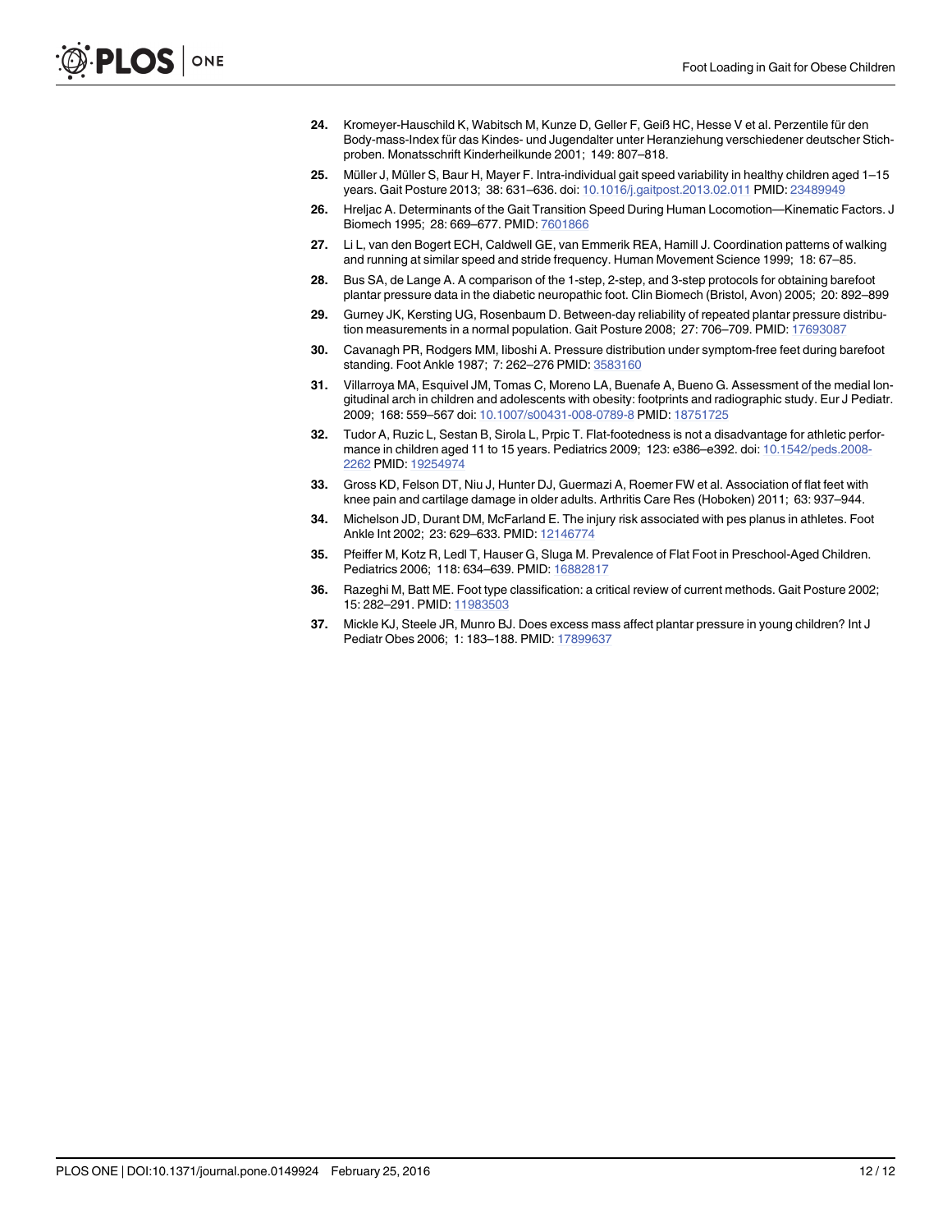24. Kromeyer-Hauschild K, Wabitsch M, Kunze D, Geller F, Geiß HC, Hesse V et al. Perzentile für den Body-mass-Index für das Kindes- und Jugendalter unter Heranziehung verschiedener deutscher Stichproben. Monatsschrift Kinderheilkunde 2001; 149: 807–818.
25. Müller J, Müller S, Baur H, Mayer F. Intra-individual gait speed variability in healthy children aged 1–15 years. Gait Posture 2013; 38: 631–636. doi: 10.1016/j.gaitpost.2013.02.011 PMID: 23489949
26. Hreljac A. Determinants of the Gait Transition Speed During Human Locomotion—Kinematic Factors. J Biomech 1995; 28: 669–677. PMID: 7601866
27. Li L, van den Bogert ECH, Caldwell GE, van Emmerik REA, Hamill J. Coordination patterns of walking and running at similar speed and stride frequency. Human Movement Science 1999; 18: 67–85.
28. Bus SA, de Lange A. A comparison of the 1-step, 2-step, and 3-step protocols for obtaining barefoot plantar pressure data in the diabetic neuropathic foot. Clin Biomech (Bristol, Avon) 2005; 20: 892–899
29. Gurney JK, Kersting UG, Rosenbaum D. Between-day reliability of repeated plantar pressure distribution measurements in a normal population. Gait Posture 2008; 27: 706–709. PMID: 17693087
30. Cavanagh PR, Rodgers MM, Iiboshi A. Pressure distribution under symptom-free feet during barefoot standing. Foot Ankle 1987; 7: 262–276 PMID: 3583160
31. Villarroya MA, Esquivel JM, Tomas C, Moreno LA, Buenafe A, Bueno G. Assessment of the medial longitudinal arch in children and adolescents with obesity: footprints and radiographic study. Eur J Pediatr. 2009; 168: 559–567 doi: 10.1007/s00431-008-0789-8 PMID: 18751725
32. Tudor A, Ruzic L, Sestan B, Sirola L, Prpic T. Flat-footedness is not a disadvantage for athletic performance in children aged 11 to 15 years. Pediatrics 2009; 123: e386–e392. doi: 10.1542/peds.2008-2262 PMID: 19254974
33. Gross KD, Felson DT, Niu J, Hunter DJ, Guermazi A, Roemer FW et al. Association of flat feet with knee pain and cartilage damage in older adults. Arthritis Care Res (Hoboken) 2011; 63: 937–944.
34. Michelson JD, Durant DM, McFarland E. The injury risk associated with pes planus in athletes. Foot Ankle Int 2002; 23: 629–633. PMID: 12146774
35. Pfeiffer M, Kotz R, Ledl T, Hauser G, Sluga M. Prevalence of Flat Foot in Preschool-Aged Children. Pediatrics 2006; 118: 634–639. PMID: 16882817
36. Razeghi M, Batt ME. Foot type classification: a critical review of current methods. Gait Posture 2002; 15: 282–291. PMID: 11983503
37. Mickle KJ, Steele JR, Munro BJ. Does excess mass affect plantar pressure in young children? Int J Pediatr Obes 2006; 1: 183–188. PMID: 17899637